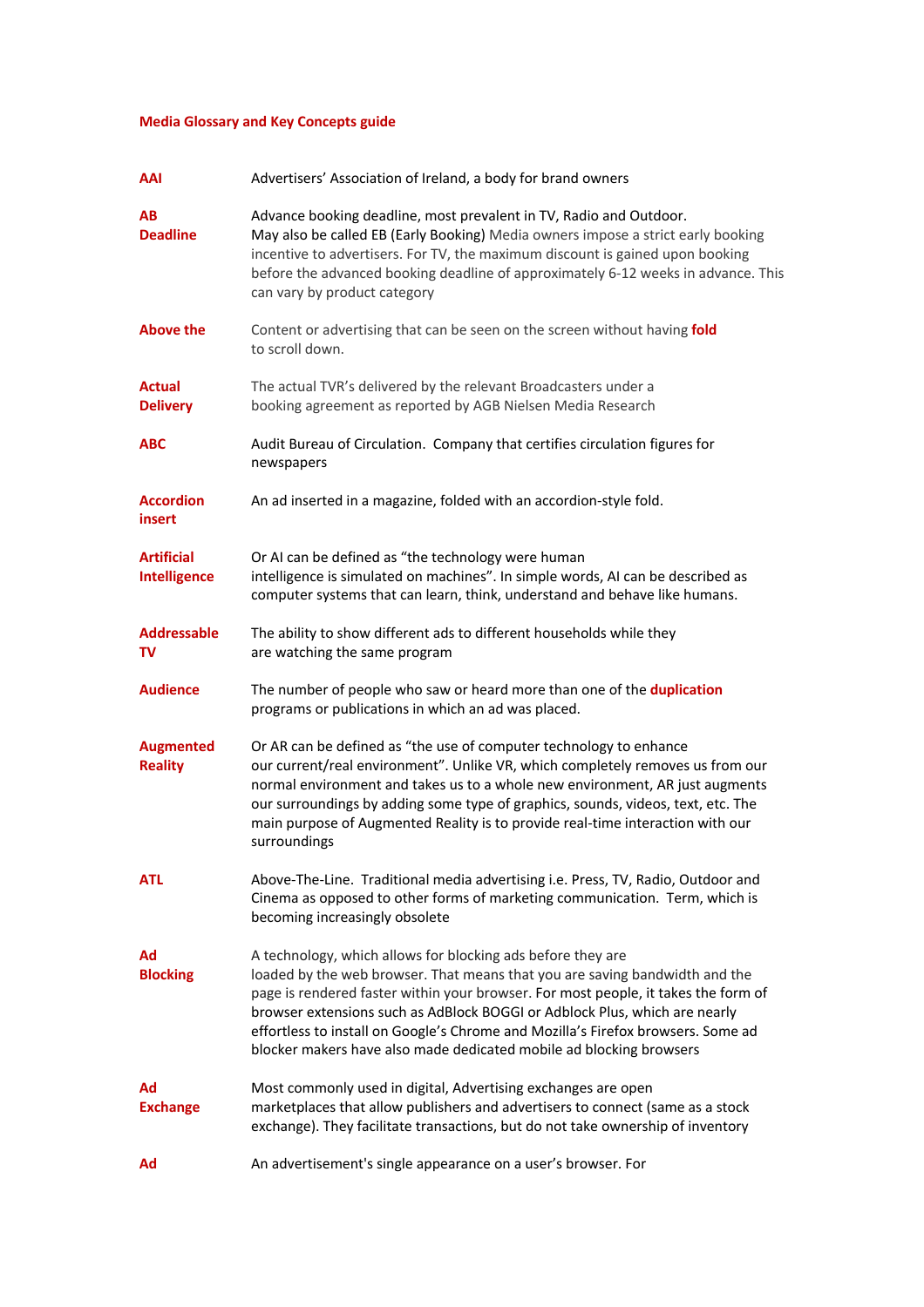**Media Glossary and Key Concepts guide**

| | |
|---|---|
| **AAI** | Advertisers' Association of Ireland, a body for brand owners |
| **AB Deadline** | Advance booking deadline, most prevalent in TV, Radio and Outdoor. May also be called EB (Early Booking) Media owners impose a strict early booking incentive to advertisers. For TV, the maximum discount is gained upon booking before the advanced booking deadline of approximately 6-12 weeks in advance. This can vary by product category |
| **Above the fold** | Content or advertising that can be seen on the screen without having to scroll down. |
| **Actual Delivery** | The actual TVR's delivered by the relevant Broadcasters under a booking agreement as reported by AGB Nielsen Media Research |
| **ABC** | Audit Bureau of Circulation. Company that certifies circulation figures for newspapers |
| **Accordion insert** | An ad inserted in a magazine, folded with an accordion-style fold. |
| **Artificial Intelligence** | Or AI can be defined as "the technology were human intelligence is simulated on machines". In simple words, AI can be described as computer systems that can learn, think, understand and behave like humans. |
| **Addressable TV** | The ability to show different ads to different households while they are watching the same program |
| **Audience duplication** | The number of people who saw or heard more than one of the programs or publications in which an ad was placed. |
| **Augmented Reality** | Or AR can be defined as "the use of computer technology to enhance our current/real environment". Unlike VR, which completely removes us from our normal environment and takes us to a whole new environment, AR just augments our surroundings by adding some type of graphics, sounds, videos, text, etc. The main purpose of Augmented Reality is to provide real-time interaction with our surroundings |
| **ATL** | Above-The-Line. Traditional media advertising i.e. Press, TV, Radio, Outdoor and Cinema as opposed to other forms of marketing communication. Term, which is becoming increasingly obsolete |
| **Ad Blocking** | A technology, which allows for blocking ads before they are loaded by the web browser. That means that you are saving bandwidth and the page is rendered faster within your browser. For most people, it takes the form of browser extensions such as AdBlock BOGGI or Adblock Plus, which are nearly effortless to install on Google's Chrome and Mozilla's Firefox browsers. Some ad blocker makers have also made dedicated mobile ad blocking browsers |
| **Ad Exchange** | Most commonly used in digital, Advertising exchanges are open marketplaces that allow publishers and advertisers to connect (same as a stock exchange). They facilitate transactions, but do not take ownership of inventory |
| **Ad** | An advertisement's single appearance on a user's browser. For |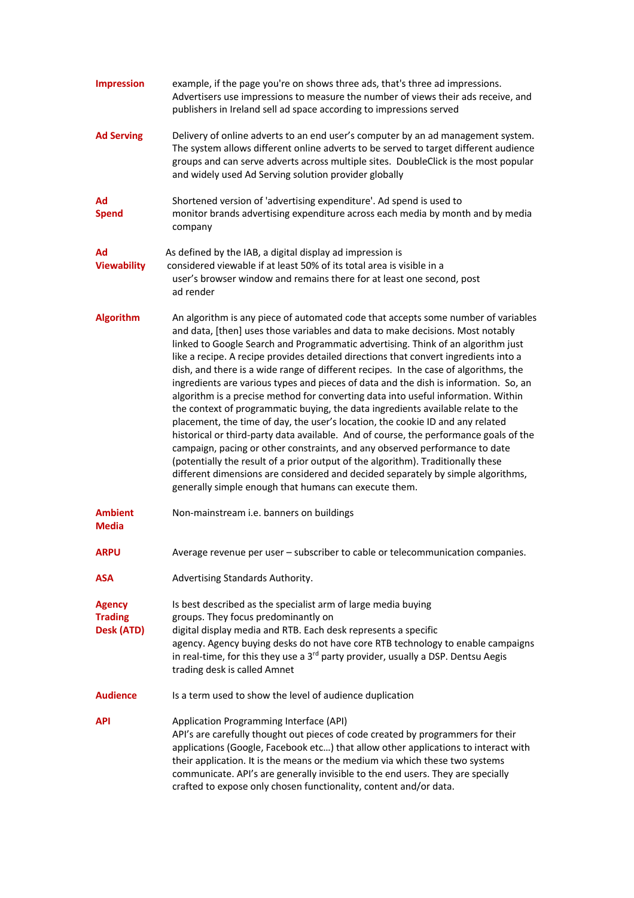**Impression** example, if the page you're on shows three ads, that's three ad impressions. Advertisers use impressions to measure the number of views their ads receive, and publishers in Ireland sell ad space according to impressions served

**Ad Serving** Delivery of online adverts to an end user's computer by an ad management system. The system allows different online adverts to be served to target different audience groups and can serve adverts across multiple sites. DoubleClick is the most popular and widely used Ad Serving solution provider globally

**Ad Spend** Shortened version of 'advertising expenditure'. Ad spend is used to monitor brands advertising expenditure across each media by month and by media company

**Ad Viewability** As defined by the IAB, a digital display ad impression is considered viewable if at least 50% of its total area is visible in a user's browser window and remains there for at least one second, post ad render

**Algorithm** An algorithm is any piece of automated code that accepts some number of variables and data, [then] uses those variables and data to make decisions. Most notably linked to Google Search and Programmatic advertising. Think of an algorithm just like a recipe. A recipe provides detailed directions that convert ingredients into a dish, and there is a wide range of different recipes. In the case of algorithms, the ingredients are various types and pieces of data and the dish is information. So, an algorithm is a precise method for converting data into useful information. Within the context of programmatic buying, the data ingredients available relate to the placement, the time of day, the user's location, the cookie ID and any related historical or third-party data available. And of course, the performance goals of the campaign, pacing or other constraints, and any observed performance to date (potentially the result of a prior output of the algorithm). Traditionally these different dimensions are considered and decided separately by simple algorithms, generally simple enough that humans can execute them.

**Ambient Media** Non-mainstream i.e. banners on buildings

**ARPU** Average revenue per user – subscriber to cable or telecommunication companies.

**ASA** Advertising Standards Authority.

**Agency Trading Desk (ATD)** Is best described as the specialist arm of large media buying groups. They focus predominantly on digital display media and RTB. Each desk represents a specific agency. Agency buying desks do not have core RTB technology to enable campaigns in real-time, for this they use a 3rd party provider, usually a DSP. Dentsu Aegis trading desk is called Amnet

**Audience** Is a term used to show the level of audience duplication

**API** Application Programming Interface (API)
API's are carefully thought out pieces of code created by programmers for their applications (Google, Facebook etc…) that allow other applications to interact with their application. It is the means or the medium via which these two systems communicate. API's are generally invisible to the end users. They are specially crafted to expose only chosen functionality, content and/or data.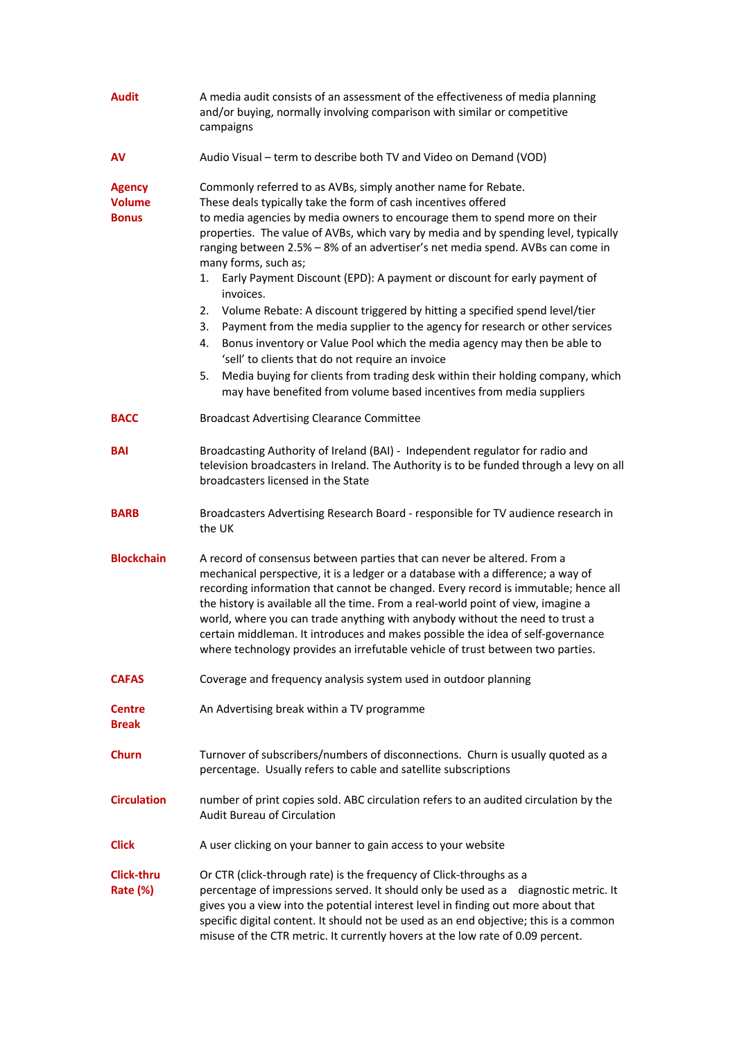**Audit** — A media audit consists of an assessment of the effectiveness of media planning and/or buying, normally involving comparison with similar or competitive campaigns

**AV** — Audio Visual – term to describe both TV and Video on Demand (VOD)

**Agency Volume Bonus** — Commonly referred to as AVBs, simply another name for Rebate. These deals typically take the form of cash incentives offered to media agencies by media owners to encourage them to spend more on their properties. The value of AVBs, which vary by media and by spending level, typically ranging between 2.5% – 8% of an advertiser's net media spend. AVBs can come in many forms, such as;

1. Early Payment Discount (EPD): A payment or discount for early payment of invoices.
2. Volume Rebate: A discount triggered by hitting a specified spend level/tier
3. Payment from the media supplier to the agency for research or other services
4. Bonus inventory or Value Pool which the media agency may then be able to 'sell' to clients that do not require an invoice
5. Media buying for clients from trading desk within their holding company, which may have benefited from volume based incentives from media suppliers

**BACC** — Broadcast Advertising Clearance Committee

**BAI** — Broadcasting Authority of Ireland (BAI) - Independent regulator for radio and television broadcasters in Ireland. The Authority is to be funded through a levy on all broadcasters licensed in the State

**BARB** — Broadcasters Advertising Research Board - responsible for TV audience research in the UK

**Blockchain** — A record of consensus between parties that can never be altered. From a mechanical perspective, it is a ledger or a database with a difference; a way of recording information that cannot be changed. Every record is immutable; hence all the history is available all the time. From a real-world point of view, imagine a world, where you can trade anything with anybody without the need to trust a certain middleman. It introduces and makes possible the idea of self-governance where technology provides an irrefutable vehicle of trust between two parties.

**CAFAS** — Coverage and frequency analysis system used in outdoor planning

**Centre Break** — An Advertising break within a TV programme

**Churn** — Turnover of subscribers/numbers of disconnections. Churn is usually quoted as a percentage. Usually refers to cable and satellite subscriptions

**Circulation** — number of print copies sold. ABC circulation refers to an audited circulation by the Audit Bureau of Circulation

**Click** — A user clicking on your banner to gain access to your website

**Click-thru Rate (%)** — Or CTR (click-through rate) is the frequency of Click-throughs as a percentage of impressions served. It should only be used as a diagnostic metric. It gives you a view into the potential interest level in finding out more about that specific digital content. It should not be used as an end objective; this is a common misuse of the CTR metric. It currently hovers at the low rate of 0.09 percent.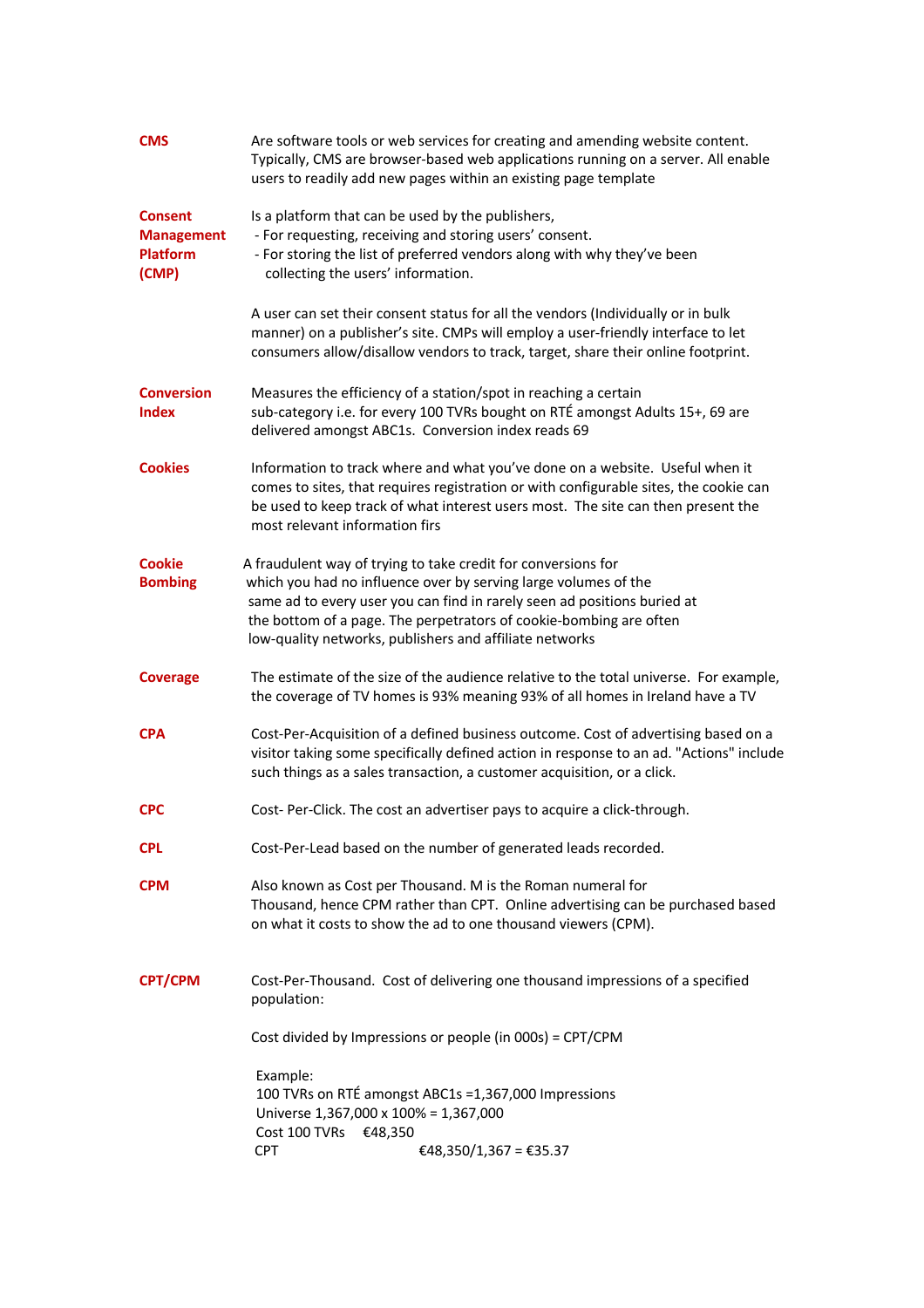**CMS**

Are software tools or web services for creating and amending website content. Typically, CMS are browser-based web applications running on a server. All enable users to readily add new pages within an existing page template

**Consent Management Platform (CMP)**

Is a platform that can be used by the publishers,
- For requesting, receiving and storing users' consent.
- For storing the list of preferred vendors along with why they've been collecting the users' information.

A user can set their consent status for all the vendors (Individually or in bulk manner) on a publisher's site. CMPs will employ a user-friendly interface to let consumers allow/disallow vendors to track, target, share their online footprint.

**Conversion Index**

Measures the efficiency of a station/spot in reaching a certain sub-category i.e. for every 100 TVRs bought on RTÉ amongst Adults 15+, 69 are delivered amongst ABC1s. Conversion index reads 69

**Cookies**

Information to track where and what you've done on a website. Useful when it comes to sites, that requires registration or with configurable sites, the cookie can be used to keep track of what interest users most. The site can then present the most relevant information firs

**Cookie Bombing**

A fraudulent way of trying to take credit for conversions for which you had no influence over by serving large volumes of the same ad to every user you can find in rarely seen ad positions buried at the bottom of a page. The perpetrators of cookie-bombing are often low-quality networks, publishers and affiliate networks

**Coverage**

The estimate of the size of the audience relative to the total universe. For example, the coverage of TV homes is 93% meaning 93% of all homes in Ireland have a TV

**CPA**

Cost-Per-Acquisition of a defined business outcome. Cost of advertising based on a visitor taking some specifically defined action in response to an ad. "Actions" include such things as a sales transaction, a customer acquisition, or a click.

**CPC**

Cost- Per-Click. The cost an advertiser pays to acquire a click-through.

**CPL**

Cost-Per-Lead based on the number of generated leads recorded.

**CPM**

Also known as Cost per Thousand. M is the Roman numeral for Thousand, hence CPM rather than CPT. Online advertising can be purchased based on what it costs to show the ad to one thousand viewers (CPM).

**CPT/CPM**

Cost-Per-Thousand. Cost of delivering one thousand impressions of a specified population:

Cost divided by Impressions or people (in 000s) = CPT/CPM

Example:
100 TVRs on RTÉ amongst ABC1s =1,367,000 Impressions
Universe 1,367,000 x 100% = 1,367,000
Cost 100 TVRs €48,350
CPT €48,350/1,367 = €35.37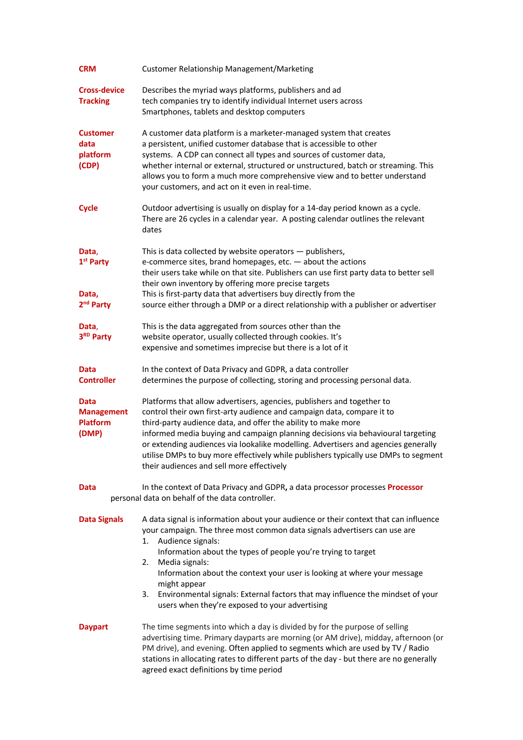**CRM** Customer Relationship Management/Marketing

**Cross-device Tracking** Describes the myriad ways platforms, publishers and ad tech companies try to identify individual Internet users across Smartphones, tablets and desktop computers

**Customer data platform (CDP)** A customer data platform is a marketer-managed system that creates a persistent, unified customer database that is accessible to other systems. A CDP can connect all types and sources of customer data, whether internal or external, structured or unstructured, batch or streaming. This allows you to form a much more comprehensive view and to better understand your customers, and act on it even in real-time.

**Cycle** Outdoor advertising is usually on display for a 14-day period known as a cycle. There are 26 cycles in a calendar year. A posting calendar outlines the relevant dates

**Data, 1st Party** This is data collected by website operators — publishers, e-commerce sites, brand homepages, etc. — about the actions their users take while on that site. Publishers can use first party data to better sell their own inventory by offering more precise targets

**Data, 2nd Party** This is first-party data that advertisers buy directly from the source either through a DMP or a direct relationship with a publisher or advertiser

**Data, 3RD Party** This is the data aggregated from sources other than the website operator, usually collected through cookies. It's expensive and sometimes imprecise but there is a lot of it

**Data Controller** In the context of Data Privacy and GDPR, a data controller determines the purpose of collecting, storing and processing personal data.

**Data Management Platform (DMP)** Platforms that allow advertisers, agencies, publishers and together to control their own first-arty audience and campaign data, compare it to third-party audience data, and offer the ability to make more informed media buying and campaign planning decisions via behavioural targeting or extending audiences via lookalike modelling. Advertisers and agencies generally utilise DMPs to buy more effectively while publishers typically use DMPs to segment their audiences and sell more effectively

**Data Processor** In the context of Data Privacy and GDPR**,** a data processor processes personal data on behalf of the data controller.

**Data Signals** A data signal is information about your audience or their context that can influence your campaign. The three most common data signals advertisers can use are

1. Audience signals:
   Information about the types of people you're trying to target
2. Media signals:
   Information about the context your user is looking at where your message might appear
3. Environmental signals: External factors that may influence the mindset of your users when they're exposed to your advertising

**Daypart** The time segments into which a day is divided by for the purpose of selling advertising time. Primary dayparts are morning (or AM drive), midday, afternoon (or PM drive), and evening. Often applied to segments which are used by TV / Radio stations in allocating rates to different parts of the day - but there are no generally agreed exact definitions by time period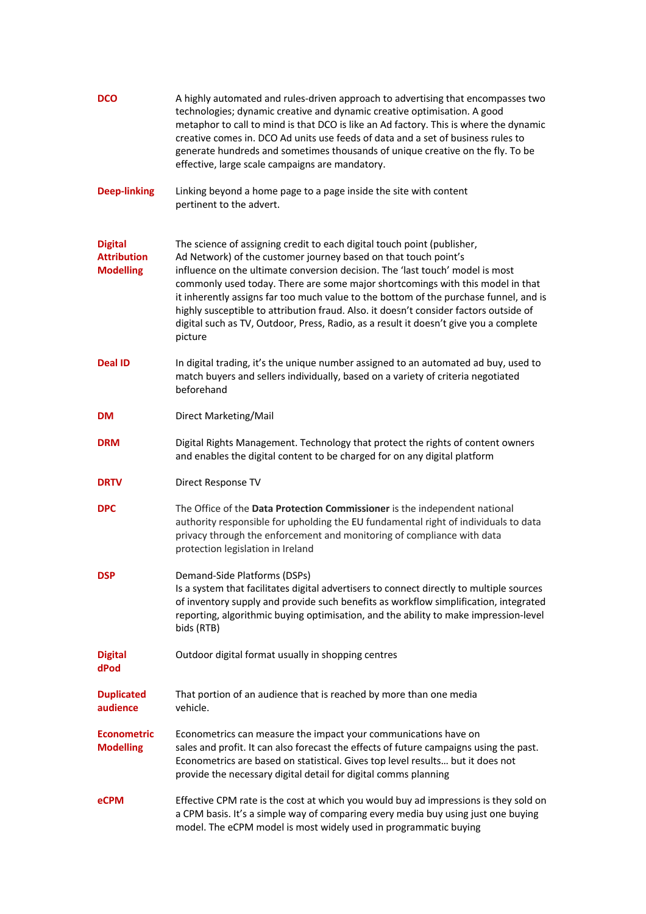**DCO** — A highly automated and rules-driven approach to advertising that encompasses two technologies; dynamic creative and dynamic creative optimisation. A good metaphor to call to mind is that DCO is like an Ad factory. This is where the dynamic creative comes in. DCO Ad units use feeds of data and a set of business rules to generate hundreds and sometimes thousands of unique creative on the fly. To be effective, large scale campaigns are mandatory.

**Deep-linking** — Linking beyond a home page to a page inside the site with content pertinent to the advert.

**Digital Attribution Modelling** — The science of assigning credit to each digital touch point (publisher, Ad Network) of the customer journey based on that touch point's influence on the ultimate conversion decision. The 'last touch' model is most commonly used today. There are some major shortcomings with this model in that it inherently assigns far too much value to the bottom of the purchase funnel, and is highly susceptible to attribution fraud. Also. it doesn't consider factors outside of digital such as TV, Outdoor, Press, Radio, as a result it doesn't give you a complete picture

**Deal ID** — In digital trading, it's the unique number assigned to an automated ad buy, used to match buyers and sellers individually, based on a variety of criteria negotiated beforehand

**DM** — Direct Marketing/Mail

**DRM** — Digital Rights Management. Technology that protect the rights of content owners and enables the digital content to be charged for on any digital platform

**DRTV** — Direct Response TV

**DPC** — The Office of the **Data Protection Commissioner** is the independent national authority responsible for upholding the EU fundamental right of individuals to data privacy through the enforcement and monitoring of compliance with data protection legislation in Ireland

**DSP** — Demand-Side Platforms (DSPs)
Is a system that facilitates digital advertisers to connect directly to multiple sources of inventory supply and provide such benefits as workflow simplification, integrated reporting, algorithmic buying optimisation, and the ability to make impression-level bids (RTB)

**Digital dPod** — Outdoor digital format usually in shopping centres

**Duplicated audience** — That portion of an audience that is reached by more than one media vehicle.

**Econometric Modelling** — Econometrics can measure the impact your communications have on sales and profit. It can also forecast the effects of future campaigns using the past. Econometrics are based on statistical. Gives top level results… but it does not provide the necessary digital detail for digital comms planning

**eCPM** — Effective CPM rate is the cost at which you would buy ad impressions is they sold on a CPM basis. It's a simple way of comparing every media buy using just one buying model. The eCPM model is most widely used in programmatic buying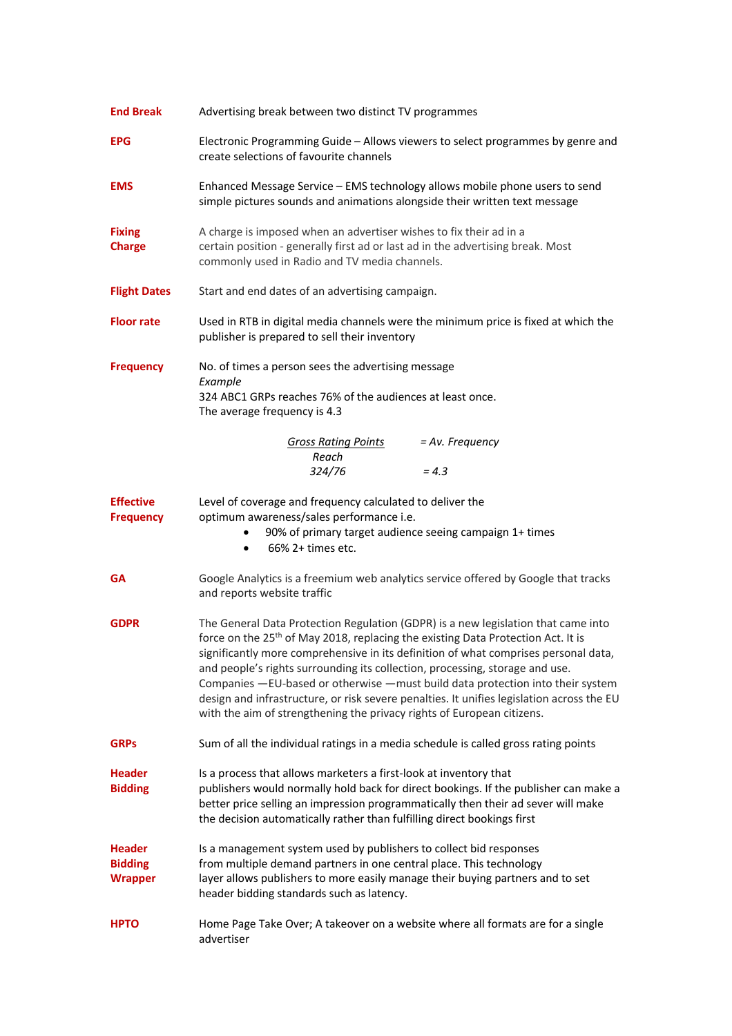**End Break** Advertising break between two distinct TV programmes

**EPG** Electronic Programming Guide – Allows viewers to select programmes by genre and create selections of favourite channels

**EMS** Enhanced Message Service – EMS technology allows mobile phone users to send simple pictures sounds and animations alongside their written text message

**Fixing Charge** A charge is imposed when an advertiser wishes to fix their ad in a certain position - generally first ad or last ad in the advertising break. Most commonly used in Radio and TV media channels.

**Flight Dates** Start and end dates of an advertising campaign.

**Floor rate** Used in RTB in digital media channels were the minimum price is fixed at which the publisher is prepared to sell their inventory

**Frequency** No. of times a person sees the advertising message

*Example*

324 ABC1 GRPs reaches 76% of the audiences at least once.
The average frequency is 4.3

$$\frac{\textit{Gross Rating Points}}{\textit{Reach}} = \textit{Av. Frequency}$$

$$324/76 = 4.3$$

**Effective Frequency** Level of coverage and frequency calculated to deliver the optimum awareness/sales performance i.e.

- 90% of primary target audience seeing campaign 1+ times
- 66% 2+ times etc.

**GA** Google Analytics is a freemium web analytics service offered by Google that tracks and reports website traffic

**GDPR** The General Data Protection Regulation (GDPR) is a new legislation that came into force on the 25th of May 2018, replacing the existing Data Protection Act. It is significantly more comprehensive in its definition of what comprises personal data, and people's rights surrounding its collection, processing, storage and use. Companies —EU-based or otherwise —must build data protection into their system design and infrastructure, or risk severe penalties. It unifies legislation across the EU with the aim of strengthening the privacy rights of European citizens.

**GRPs** Sum of all the individual ratings in a media schedule is called gross rating points

**Header Bidding** Is a process that allows marketers a first-look at inventory that publishers would normally hold back for direct bookings. If the publisher can make a better price selling an impression programmatically then their ad sever will make the decision automatically rather than fulfilling direct bookings first

**Header Bidding Wrapper** Is a management system used by publishers to collect bid responses from multiple demand partners in one central place. This technology layer allows publishers to more easily manage their buying partners and to set header bidding standards such as latency.

**HPTO** Home Page Take Over; A takeover on a website where all formats are for a single advertiser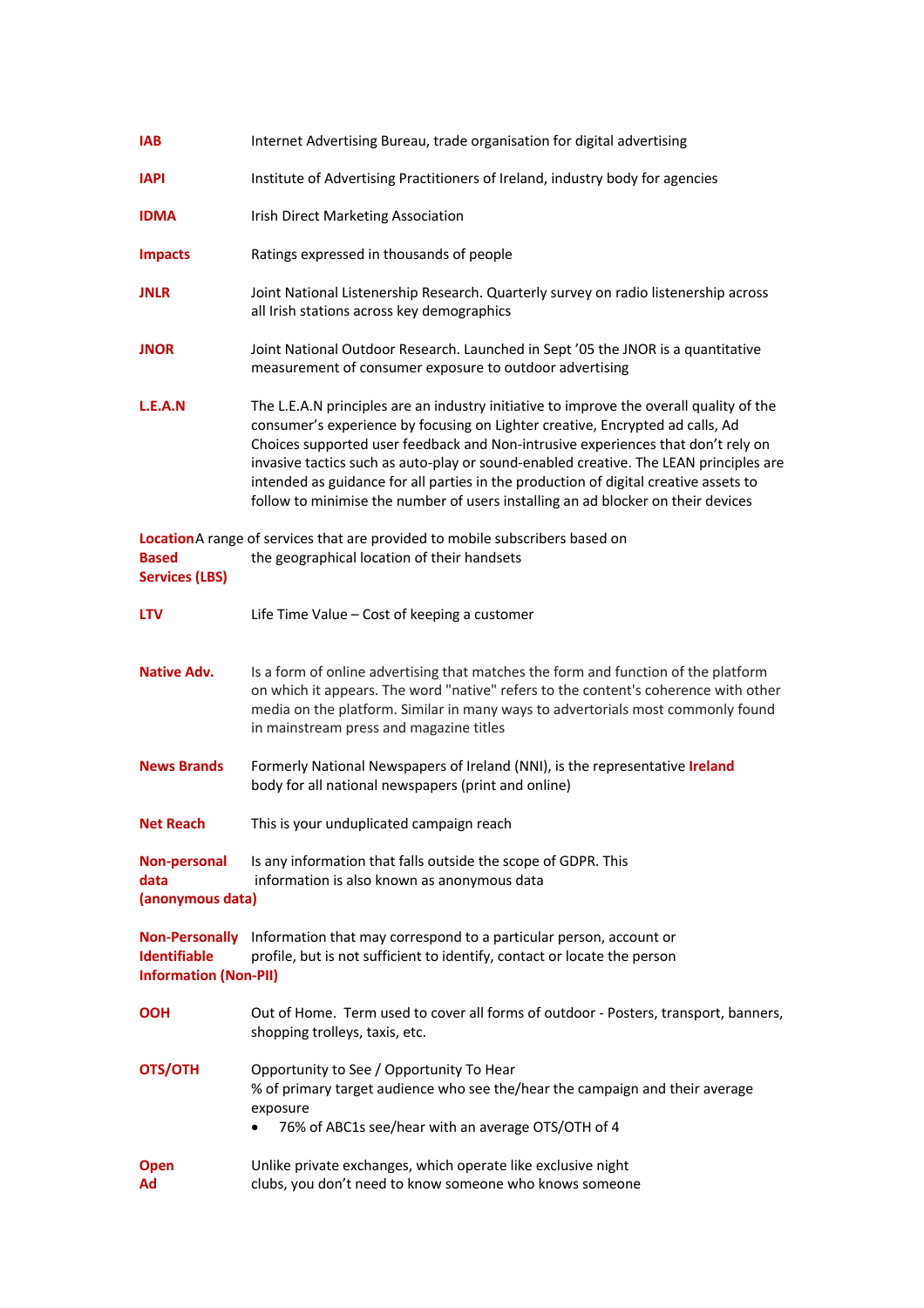**IAB** Internet Advertising Bureau, trade organisation for digital advertising

**IAPI** Institute of Advertising Practitioners of Ireland, industry body for agencies

**IDMA** Irish Direct Marketing Association

**Impacts** Ratings expressed in thousands of people

**JNLR** Joint National Listenership Research. Quarterly survey on radio listenership across all Irish stations across key demographics

**JNOR** Joint National Outdoor Research. Launched in Sept '05 the JNOR is a quantitative measurement of consumer exposure to outdoor advertising

**L.E.A.N** The L.E.A.N principles are an industry initiative to improve the overall quality of the consumer's experience by focusing on Lighter creative, Encrypted ad calls, Ad Choices supported user feedback and Non-intrusive experiences that don't rely on invasive tactics such as auto-play or sound-enabled creative. The LEAN principles are intended as guidance for all parties in the production of digital creative assets to follow to minimise the number of users installing an ad blocker on their devices

**Location Based Services (LBS)** A range of services that are provided to mobile subscribers based on the geographical location of their handsets

**LTV** Life Time Value – Cost of keeping a customer

**Native Adv.** Is a form of online advertising that matches the form and function of the platform on which it appears. The word "native" refers to the content's coherence with other media on the platform. Similar in many ways to advertorials most commonly found in mainstream press and magazine titles

**News Brands Ireland** Formerly National Newspapers of Ireland (NNI), is the representative body for all national newspapers (print and online)

**Net Reach** This is your unduplicated campaign reach

**Non-personal data (anonymous data)** Is any information that falls outside the scope of GDPR. This information is also known as anonymous data

**Non-Personally Identifiable Information (Non-PII)** Information that may correspond to a particular person, account or profile, but is not sufficient to identify, contact or locate the person

**OOH** Out of Home. Term used to cover all forms of outdoor - Posters, transport, banners, shopping trolleys, taxis, etc.

**OTS/OTH** Opportunity to See / Opportunity To Hear
% of primary target audience who see the/hear the campaign and their average exposure

- 76% of ABC1s see/hear with an average OTS/OTH of 4

**Open Ad** Unlike private exchanges, which operate like exclusive night clubs, you don't need to know someone who knows someone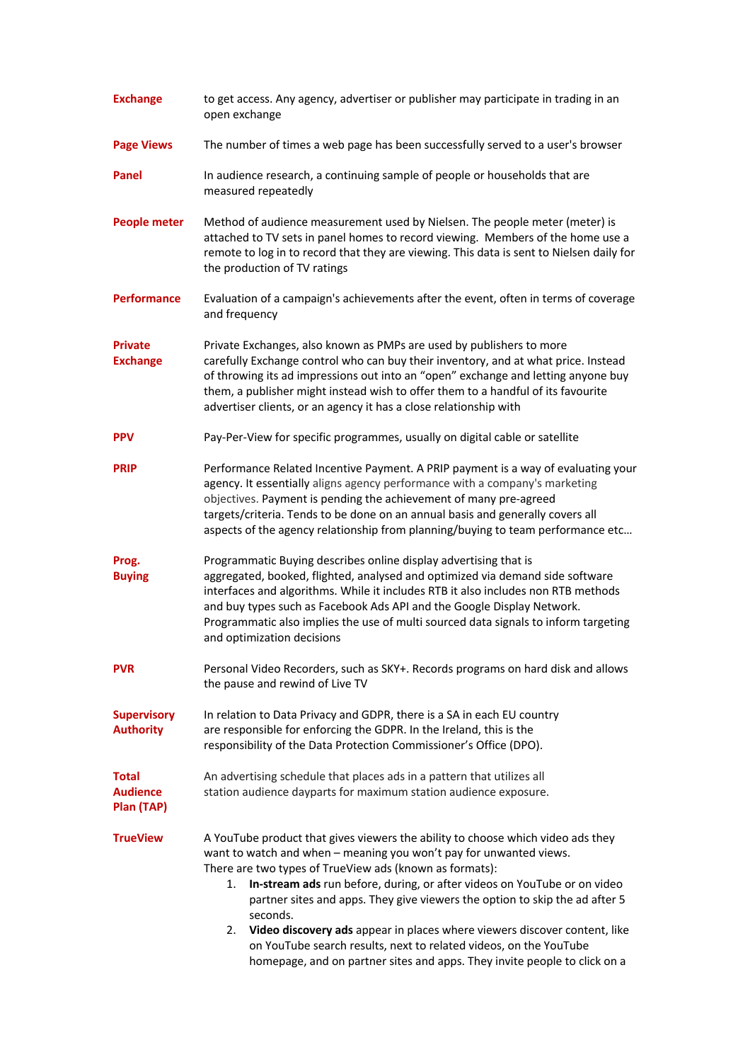**Exchange** to get access. Any agency, advertiser or publisher may participate in trading in an open exchange

**Page Views** The number of times a web page has been successfully served to a user's browser

**Panel** In audience research, a continuing sample of people or households that are measured repeatedly

**People meter** Method of audience measurement used by Nielsen. The people meter (meter) is attached to TV sets in panel homes to record viewing. Members of the home use a remote to log in to record that they are viewing. This data is sent to Nielsen daily for the production of TV ratings

**Performance** Evaluation of a campaign's achievements after the event, often in terms of coverage and frequency

**Private Exchange** Private Exchanges, also known as PMPs are used by publishers to more carefully Exchange control who can buy their inventory, and at what price. Instead of throwing its ad impressions out into an "open" exchange and letting anyone buy them, a publisher might instead wish to offer them to a handful of its favourite advertiser clients, or an agency it has a close relationship with

**PPV** Pay-Per-View for specific programmes, usually on digital cable or satellite

**PRIP** Performance Related Incentive Payment. A PRIP payment is a way of evaluating your agency. It essentially aligns agency performance with a company's marketing objectives. Payment is pending the achievement of many pre-agreed targets/criteria. Tends to be done on an annual basis and generally covers all aspects of the agency relationship from planning/buying to team performance etc…

**Prog. Buying** Programmatic Buying describes online display advertising that is aggregated, booked, flighted, analysed and optimized via demand side software interfaces and algorithms. While it includes RTB it also includes non RTB methods and buy types such as Facebook Ads API and the Google Display Network. Programmatic also implies the use of multi sourced data signals to inform targeting and optimization decisions

**PVR** Personal Video Recorders, such as SKY+. Records programs on hard disk and allows the pause and rewind of Live TV

**Supervisory Authority** In relation to Data Privacy and GDPR, there is a SA in each EU country are responsible for enforcing the GDPR. In the Ireland, this is the responsibility of the Data Protection Commissioner's Office (DPO).

**Total Audience Plan (TAP)** An advertising schedule that places ads in a pattern that utilizes all station audience dayparts for maximum station audience exposure.

**TrueView** A YouTube product that gives viewers the ability to choose which video ads they want to watch and when – meaning you won't pay for unwanted views. There are two types of TrueView ads (known as formats):

1. **In-stream ads** run before, during, or after videos on YouTube or on video partner sites and apps. They give viewers the option to skip the ad after 5 seconds.
2. **Video discovery ads** appear in places where viewers discover content, like on YouTube search results, next to related videos, on the YouTube homepage, and on partner sites and apps. They invite people to click on a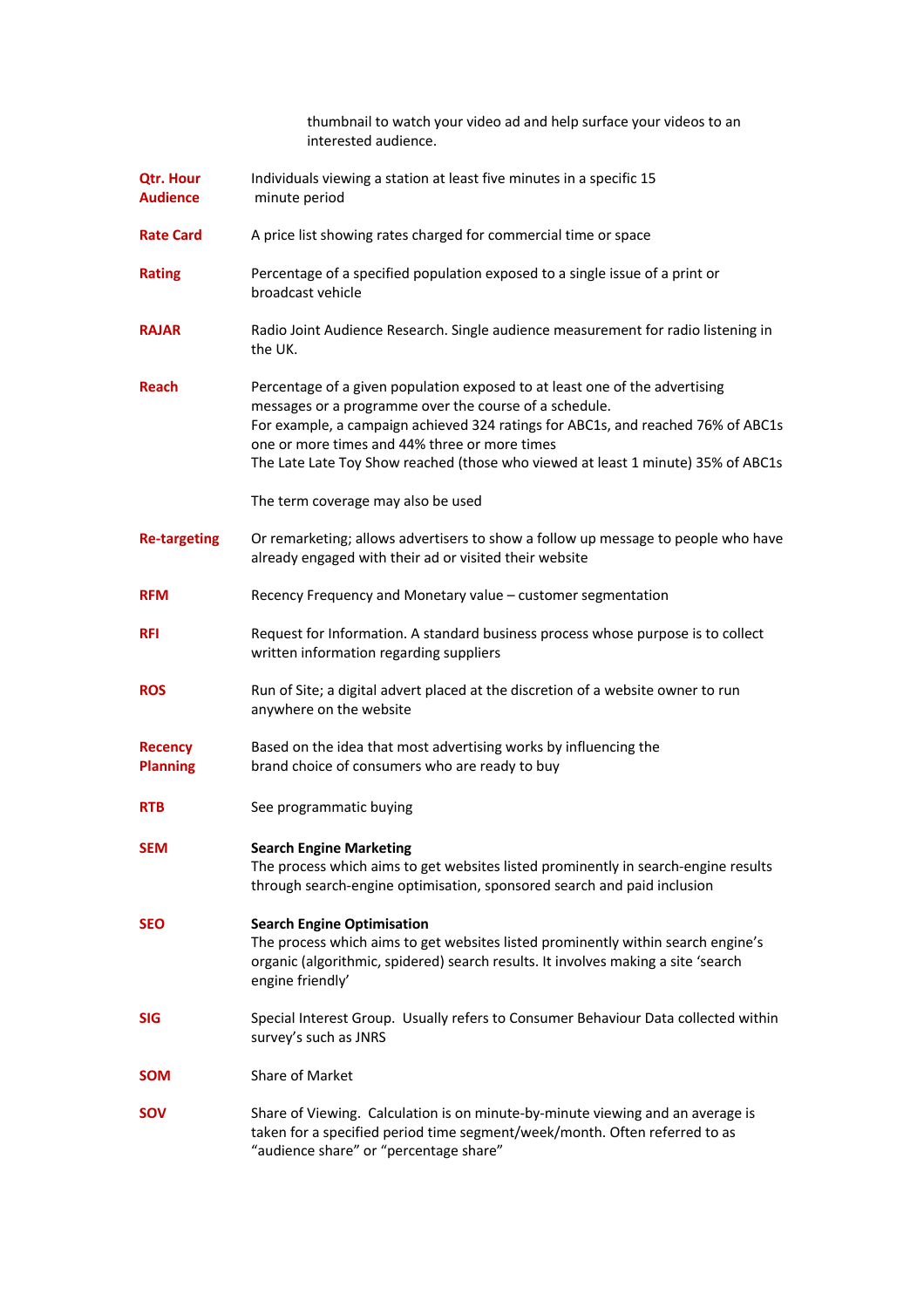thumbnail to watch your video ad and help surface your videos to an interested audience.

**Qtr. Hour Audience** — Individuals viewing a station at least five minutes in a specific 15 minute period

**Rate Card** — A price list showing rates charged for commercial time or space

**Rating** — Percentage of a specified population exposed to a single issue of a print or broadcast vehicle

**RAJAR** — Radio Joint Audience Research. Single audience measurement for radio listening in the UK.

**Reach** — Percentage of a given population exposed to at least one of the advertising messages or a programme over the course of a schedule.
For example, a campaign achieved 324 ratings for ABC1s, and reached 76% of ABC1s one or more times and 44% three or more times
The Late Late Toy Show reached (those who viewed at least 1 minute) 35% of ABC1s

The term coverage may also be used

**Re-targeting** — Or remarketing; allows advertisers to show a follow up message to people who have already engaged with their ad or visited their website

**RFM** — Recency Frequency and Monetary value – customer segmentation

**RFI** — Request for Information. A standard business process whose purpose is to collect written information regarding suppliers

**ROS** — Run of Site; a digital advert placed at the discretion of a website owner to run anywhere on the website

**Recency Planning** — Based on the idea that most advertising works by influencing the brand choice of consumers who are ready to buy

**RTB** — See programmatic buying

**SEM** — **Search Engine Marketing**
The process which aims to get websites listed prominently in search-engine results through search-engine optimisation, sponsored search and paid inclusion

**SEO** — **Search Engine Optimisation**
The process which aims to get websites listed prominently within search engine's organic (algorithmic, spidered) search results. It involves making a site 'search engine friendly'

**SIG** — Special Interest Group. Usually refers to Consumer Behaviour Data collected within survey's such as JNRS

**SOM** — Share of Market

**SOV** — Share of Viewing. Calculation is on minute-by-minute viewing and an average is taken for a specified period time segment/week/month. Often referred to as "audience share" or "percentage share"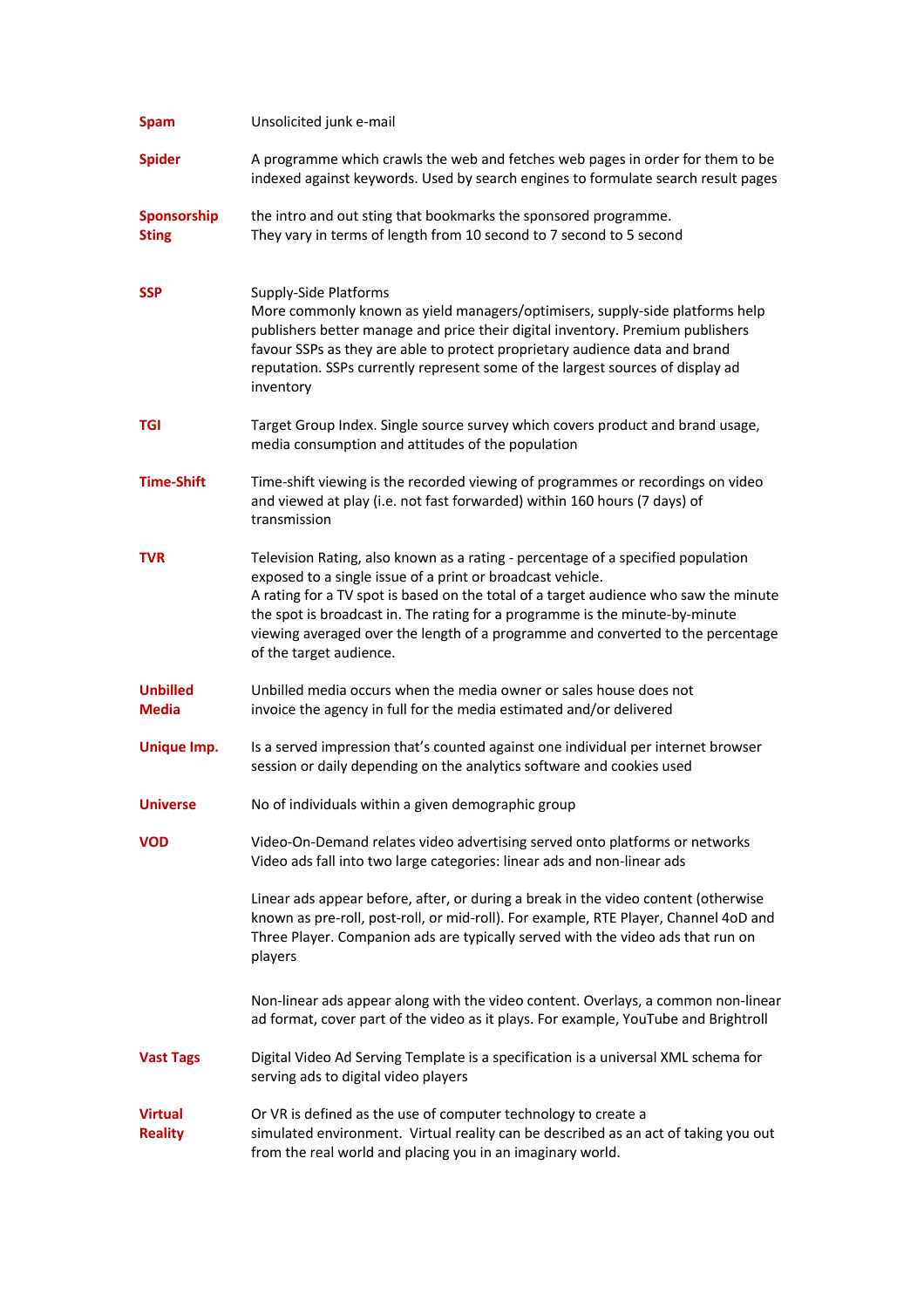**Spam** — Unsolicited junk e-mail

**Spider** — A programme which crawls the web and fetches web pages in order for them to be indexed against keywords. Used by search engines to formulate search result pages

**Sponsorship Sting** — the intro and out sting that bookmarks the sponsored programme.
They vary in terms of length from 10 second to 7 second to 5 second

**SSP** — Supply-Side Platforms
More commonly known as yield managers/optimisers, supply-side platforms help publishers better manage and price their digital inventory. Premium publishers favour SSPs as they are able to protect proprietary audience data and brand reputation. SSPs currently represent some of the largest sources of display ad inventory

**TGI** — Target Group Index. Single source survey which covers product and brand usage, media consumption and attitudes of the population

**Time-Shift** — Time-shift viewing is the recorded viewing of programmes or recordings on video and viewed at play (i.e. not fast forwarded) within 160 hours (7 days) of transmission

**TVR** — Television Rating, also known as a rating - percentage of a specified population exposed to a single issue of a print or broadcast vehicle.
A rating for a TV spot is based on the total of a target audience who saw the minute the spot is broadcast in. The rating for a programme is the minute-by-minute viewing averaged over the length of a programme and converted to the percentage of the target audience.

**Unbilled Media** — Unbilled media occurs when the media owner or sales house does not invoice the agency in full for the media estimated and/or delivered

**Unique Imp.** — Is a served impression that's counted against one individual per internet browser session or daily depending on the analytics software and cookies used

**Universe** — No of individuals within a given demographic group

**VOD** — Video-On-Demand relates video advertising served onto platforms or networks
Video ads fall into two large categories: linear ads and non-linear ads

Linear ads appear before, after, or during a break in the video content (otherwise known as pre-roll, post-roll, or mid-roll). For example, RTE Player, Channel 4oD and Three Player. Companion ads are typically served with the video ads that run on players

Non-linear ads appear along with the video content. Overlays, a common non-linear ad format, cover part of the video as it plays. For example, YouTube and Brightroll

**Vast Tags** — Digital Video Ad Serving Template is a specification is a universal XML schema for serving ads to digital video players

**Virtual Reality** — Or VR is defined as the use of computer technology to create a simulated environment. Virtual reality can be described as an act of taking you out from the real world and placing you in an imaginary world.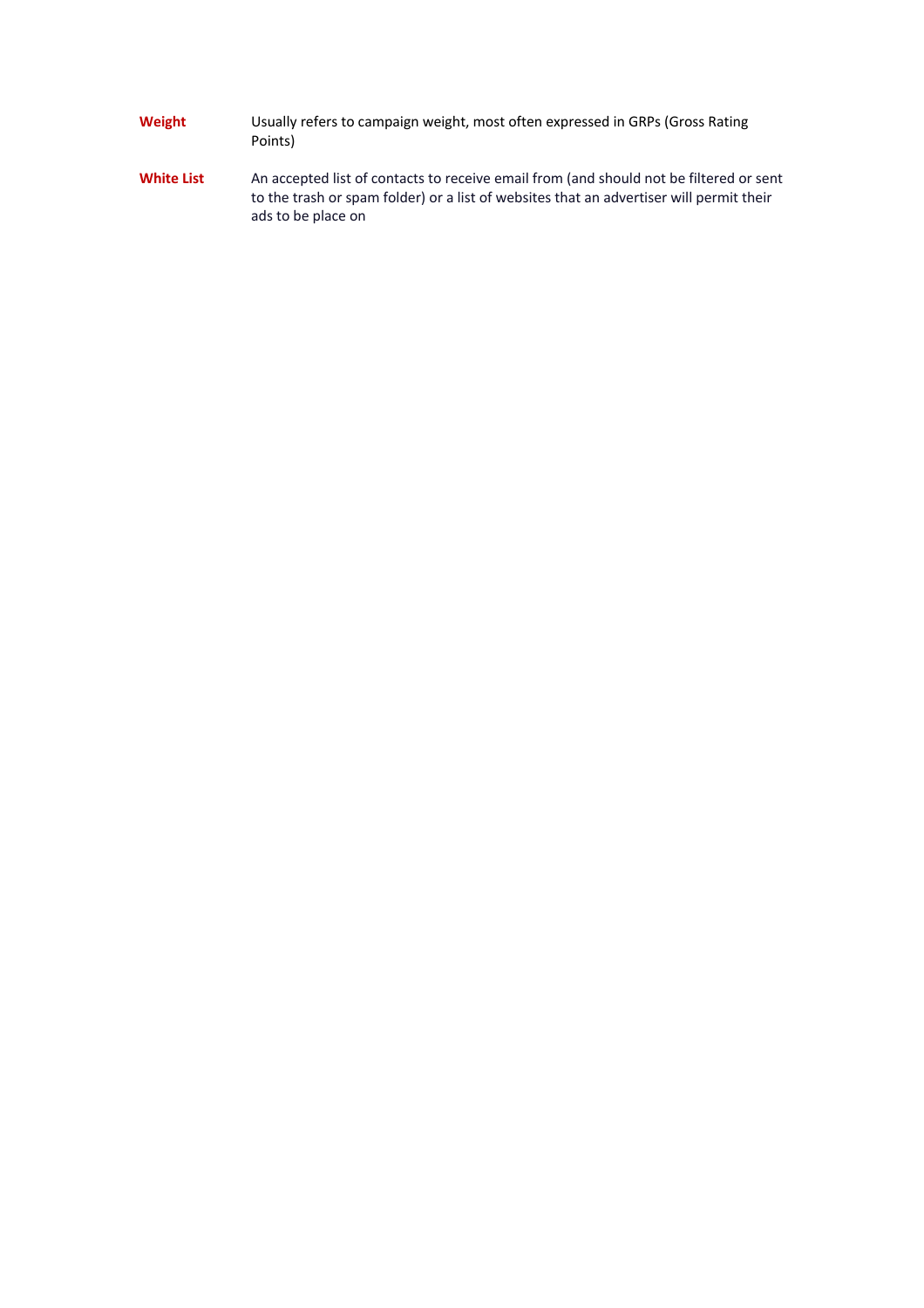**Weight** Usually refers to campaign weight, most often expressed in GRPs (Gross Rating Points)

**White List** An accepted list of contacts to receive email from (and should not be filtered or sent to the trash or spam folder) or a list of websites that an advertiser will permit their ads to be place on